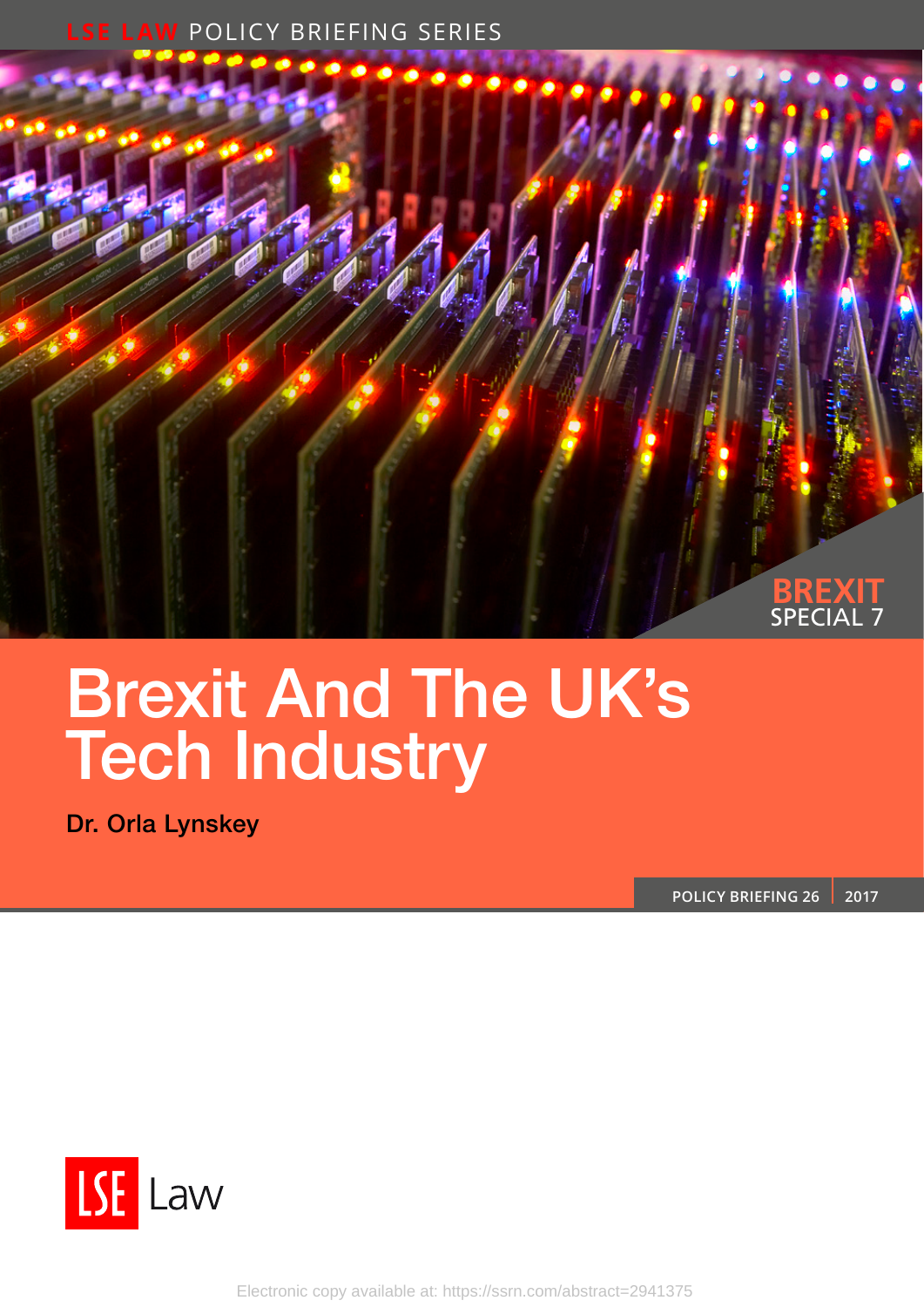LSE LAW POLICY BRIEFING SERIES

BREXIT
SPECIAL 7

# Brexit And The UK's Tech Industry

Dr. Orla Lynskey

POLICY BRIEFING 26 | 2017

LSE Law

Electronic copy available at: https://ssrn.com/abstract=2941375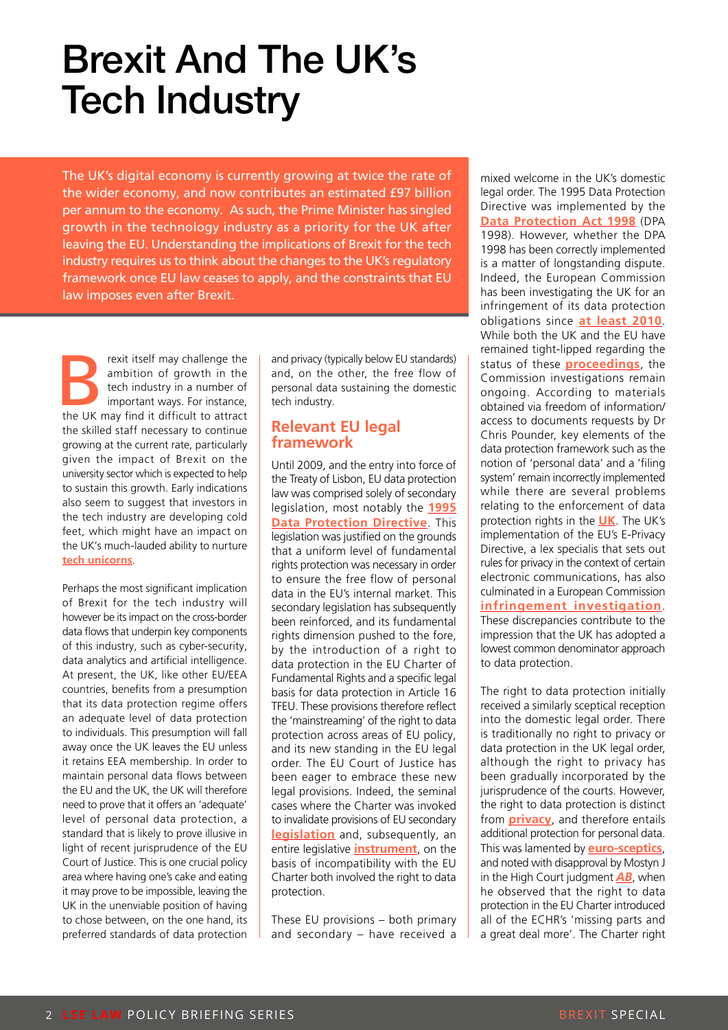# Brexit And The UK's Tech Industry

The UK's digital economy is currently growing at twice the rate of the wider economy, and now contributes an estimated £97 billion per annum to the economy. As such, the Prime Minister has singled growth in the technology industry as a priority for the UK after leaving the EU. Understanding the implications of Brexit for the tech industry requires us to think about the changes to the UK's regulatory framework once EU law ceases to apply, and the constraints that EU law imposes even after Brexit.

Brexit itself may challenge the ambition of growth in the tech industry in a number of important ways. For instance, the UK may find it difficult to attract the skilled staff necessary to continue growing at the current rate, particularly given the impact of Brexit on the university sector which is expected to help to sustain this growth. Early indications also seem to suggest that investors in the tech industry are developing cold feet, which might have an impact on the UK's much-lauded ability to nurture **tech unicorns**.

Perhaps the most significant implication of Brexit for the tech industry will however be its impact on the cross-border data flows that underpin key components of this industry, such as cyber-security, data analytics and artificial intelligence. At present, the UK, like other EU/EEA countries, benefits from a presumption that its data protection regime offers an adequate level of data protection to individuals. This presumption will fall away once the UK leaves the EU unless it retains EEA membership. In order to maintain personal data flows between the EU and the UK, the UK will therefore need to prove that it offers an 'adequate' level of personal data protection, a standard that is likely to prove illusive in light of recent jurisprudence of the EU Court of Justice. This is one crucial policy area where having one's cake and eating it may prove to be impossible, leaving the UK in the unenviable position of having to chose between, on the one hand, its preferred standards of data protection and privacy (typically below EU standards) and, on the other, the free flow of personal data sustaining the domestic tech industry.

## Relevant EU legal framework

Until 2009, and the entry into force of the Treaty of Lisbon, EU data protection law was comprised solely of secondary legislation, most notably the **1995 Data Protection Directive**. This legislation was justified on the grounds that a uniform level of fundamental rights protection was necessary in order to ensure the free flow of personal data in the EU's internal market. This secondary legislation has subsequently been reinforced, and its fundamental rights dimension pushed to the fore, by the introduction of a right to data protection in the EU Charter of Fundamental Rights and a specific legal basis for data protection in Article 16 TFEU. These provisions therefore reflect the 'mainstreaming' of the right to data protection across areas of EU policy, and its new standing in the EU legal order. The EU Court of Justice has been eager to embrace these new legal provisions. Indeed, the seminal cases where the Charter was invoked to invalidate provisions of EU secondary **legislation** and, subsequently, an entire legislative **instrument**, on the basis of incompatibility with the EU Charter both involved the right to data protection.

These EU provisions – both primary and secondary – have received a mixed welcome in the UK's domestic legal order. The 1995 Data Protection Directive was implemented by the **Data Protection Act 1998** (DPA 1998). However, whether the DPA 1998 has been correctly implemented is a matter of longstanding dispute. Indeed, the European Commission has been investigating the UK for an infringement of its data protection obligations since **at least 2010**. While both the UK and the EU have remained tight-lipped regarding the status of these **proceedings**, the Commission investigations remain ongoing. According to materials obtained via freedom of information/access to documents requests by Dr Chris Pounder, key elements of the data protection framework such as the notion of 'personal data' and a 'filing system' remain incorrectly implemented while there are several problems relating to the enforcement of data protection rights in the **UK**. The UK's implementation of the EU's E-Privacy Directive, a lex specialis that sets out rules for privacy in the context of certain electronic communications, has also culminated in a European Commission **infringement investigation**. These discrepancies contribute to the impression that the UK has adopted a lowest common denominator approach to data protection.

The right to data protection initially received a similarly sceptical reception into the domestic legal order. There is traditionally no right to privacy or data protection in the UK legal order, although the right to privacy has been gradually incorporated by the jurisprudence of the courts. However, the right to data protection is distinct from **privacy**, and therefore entails additional protection for personal data. This was lamented by **euro-sceptics**, and noted with disapproval by Mostyn J in the High Court judgment ***AB***, when he observed that the right to data protection in the EU Charter introduced all of the ECHR's 'missing parts and a great deal more'. The Charter right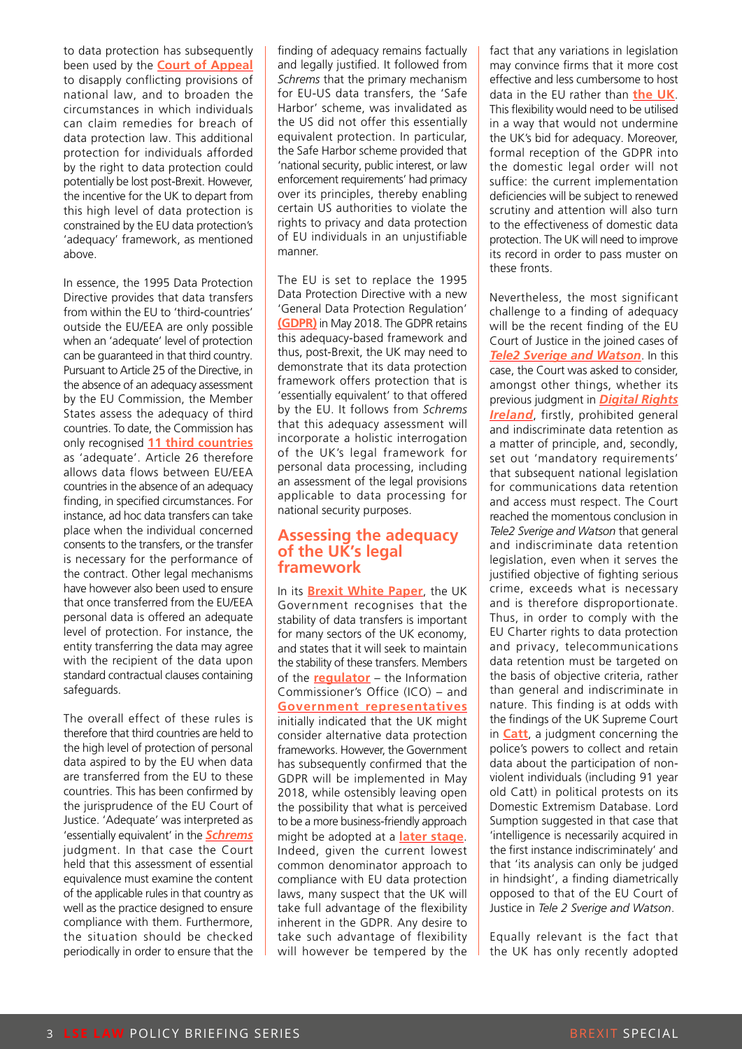to data protection has subsequently been used by the **Court of Appeal** to disapply conflicting provisions of national law, and to broaden the circumstances in which individuals can claim remedies for breach of data protection law. This additional protection for individuals afforded by the right to data protection could potentially be lost post-Brexit. However, the incentive for the UK to depart from this high level of data protection is constrained by the EU data protection's 'adequacy' framework, as mentioned above.

In essence, the 1995 Data Protection Directive provides that data transfers from within the EU to 'third-countries' outside the EU/EEA are only possible when an 'adequate' level of protection can be guaranteed in that third country. Pursuant to Article 25 of the Directive, in the absence of an adequacy assessment by the EU Commission, the Member States assess the adequacy of third countries. To date, the Commission has only recognised **11 third countries** as 'adequate'. Article 26 therefore allows data flows between EU/EEA countries in the absence of an adequacy finding, in specified circumstances. For instance, ad hoc data transfers can take place when the individual concerned consents to the transfers, or the transfer is necessary for the performance of the contract. Other legal mechanisms have however also been used to ensure that once transferred from the EU/EEA personal data is offered an adequate level of protection. For instance, the entity transferring the data may agree with the recipient of the data upon standard contractual clauses containing safeguards.

The overall effect of these rules is therefore that third countries are held to the high level of protection of personal data aspired to by the EU when data are transferred from the EU to these countries. This has been confirmed by the jurisprudence of the EU Court of Justice. 'Adequate' was interpreted as 'essentially equivalent' in the ***Schrems*** judgment. In that case the Court held that this assessment of essential equivalence must examine the content of the applicable rules in that country as well as the practice designed to ensure compliance with them. Furthermore, the situation should be checked periodically in order to ensure that the finding of adequacy remains factually and legally justified. It followed from *Schrems* that the primary mechanism for EU-US data transfers, the 'Safe Harbor' scheme, was invalidated as the US did not offer this essentially equivalent protection. In particular, the Safe Harbor scheme provided that 'national security, public interest, or law enforcement requirements' had primacy over its principles, thereby enabling certain US authorities to violate the rights to privacy and data protection of EU individuals in an unjustifiable manner.

The EU is set to replace the 1995 Data Protection Directive with a new 'General Data Protection Regulation' **(GDPR)** in May 2018. The GDPR retains this adequacy-based framework and thus, post-Brexit, the UK may need to demonstrate that its data protection framework offers protection that is 'essentially equivalent' to that offered by the EU. It follows from *Schrems* that this adequacy assessment will incorporate a holistic interrogation of the UK's legal framework for personal data processing, including an assessment of the legal provisions applicable to data processing for national security purposes.

## Assessing the adequacy of the UK's legal framework

In its **Brexit White Paper**, the UK Government recognises that the stability of data transfers is important for many sectors of the UK economy, and states that it will seek to maintain the stability of these transfers. Members of the **regulator** – the Information Commissioner's Office (ICO) – and **Government representatives** initially indicated that the UK might consider alternative data protection frameworks. However, the Government has subsequently confirmed that the GDPR will be implemented in May 2018, while ostensibly leaving open the possibility that what is perceived to be a more business-friendly approach might be adopted at a **later stage**. Indeed, given the current lowest common denominator approach to compliance with EU data protection laws, many suspect that the UK will take full advantage of the flexibility inherent in the GDPR. Any desire to take such advantage of flexibility will however be tempered by the fact that any variations in legislation may convince firms that it more cost effective and less cumbersome to host data in the EU rather than **the UK**. This flexibility would need to be utilised in a way that would not undermine the UK's bid for adequacy. Moreover, formal reception of the GDPR into the domestic legal order will not suffice: the current implementation deficiencies will be subject to renewed scrutiny and attention will also turn to the effectiveness of domestic data protection. The UK will need to improve its record in order to pass muster on these fronts.

Nevertheless, the most significant challenge to a finding of adequacy will be the recent finding of the EU Court of Justice in the joined cases of ***Tele2 Sverige and Watson***. In this case, the Court was asked to consider, amongst other things, whether its previous judgment in ***Digital Rights Ireland***, firstly, prohibited general and indiscriminate data retention as a matter of principle, and, secondly, set out 'mandatory requirements' that subsequent national legislation for communications data retention and access must respect. The Court reached the momentous conclusion in *Tele2 Sverige and Watson* that general and indiscriminate data retention legislation, even when it serves the justified objective of fighting serious crime, exceeds what is necessary and is therefore disproportionate. Thus, in order to comply with the EU Charter rights to data protection and privacy, telecommunications data retention must be targeted on the basis of objective criteria, rather than general and indiscriminate in nature. This finding is at odds with the findings of the UK Supreme Court in **Catt**, a judgment concerning the police's powers to collect and retain data about the participation of non-violent individuals (including 91 year old Catt) in political protests on its Domestic Extremism Database. Lord Sumption suggested in that case that 'intelligence is necessarily acquired in the first instance indiscriminately' and that 'its analysis can only be judged in hindsight', a finding diametrically opposed to that of the EU Court of Justice in *Tele 2 Sverige and Watson*.

Equally relevant is the fact that the UK has only recently adopted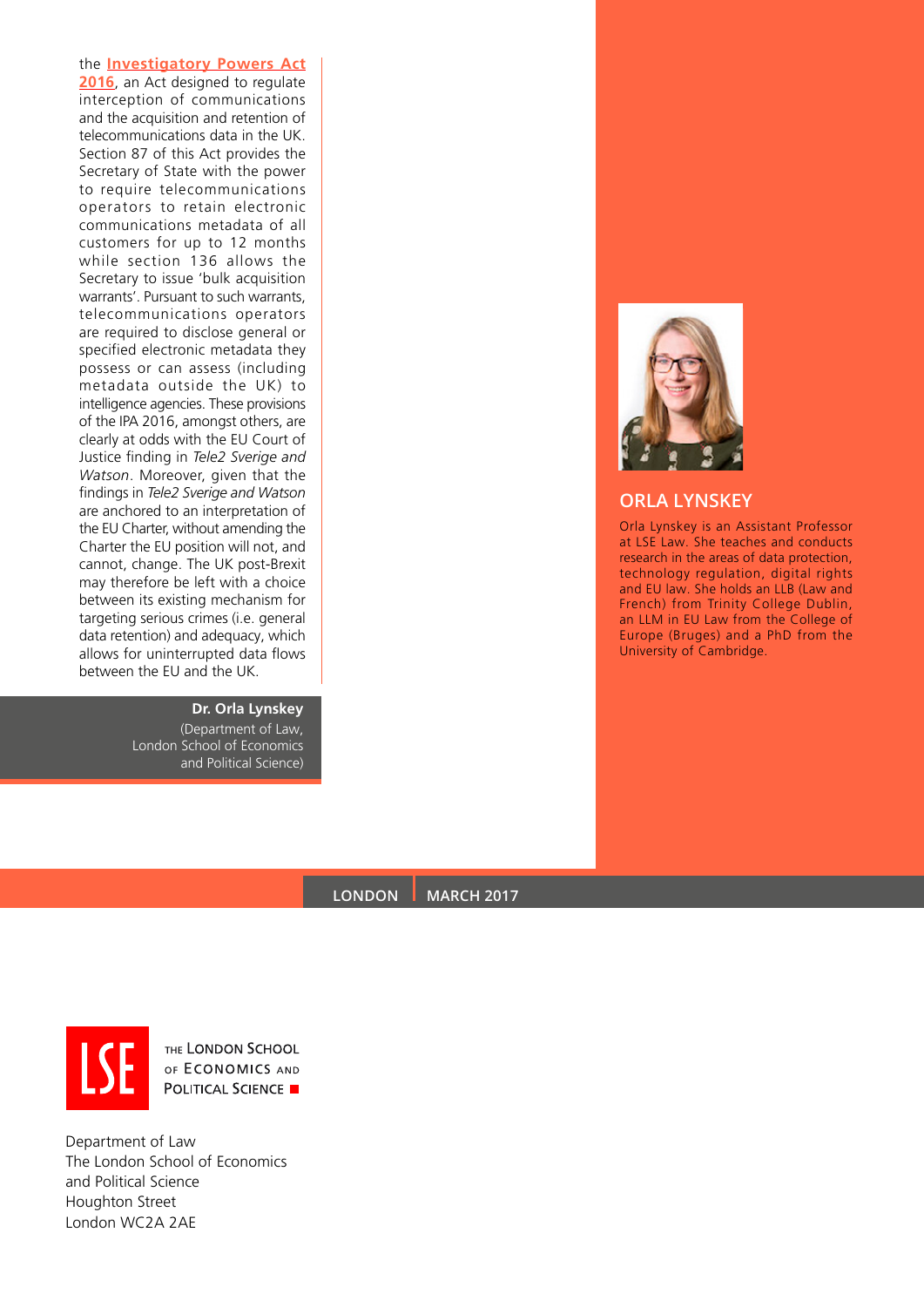the **Investigatory Powers Act 2016**, an Act designed to regulate interception of communications and the acquisition and retention of telecommunications data in the UK. Section 87 of this Act provides the Secretary of State with the power to require telecommunications operators to retain electronic communications metadata of all customers for up to 12 months while section 136 allows the Secretary to issue 'bulk acquisition warrants'. Pursuant to such warrants, telecommunications operators are required to disclose general or specified electronic metadata they possess or can assess (including metadata outside the UK) to intelligence agencies. These provisions of the IPA 2016, amongst others, are clearly at odds with the EU Court of Justice finding in *Tele2 Sverige and Watson*. Moreover, given that the findings in *Tele2 Sverige and Watson* are anchored to an interpretation of the EU Charter, without amending the Charter the EU position will not, and cannot, change. The UK post-Brexit may therefore be left with a choice between its existing mechanism for targeting serious crimes (i.e. general data retention) and adequacy, which allows for uninterrupted data flows between the EU and the UK.

**Dr. Orla Lynskey**
(Department of Law,
London School of Economics
and Political Science)

## ORLA LYNSKEY

Orla Lynskey is an Assistant Professor at LSE Law. She teaches and conducts research in the areas of data protection, technology regulation, digital rights and EU law. She holds an LLB (Law and French) from Trinity College Dublin, an LLM in EU Law from the College of Europe (Bruges) and a PhD from the University of Cambridge.

**LONDON** | **MARCH 2017**

LSE — The London School of Economics and Political Science

Department of Law
The London School of Economics
and Political Science
Houghton Street
London WC2A 2AE